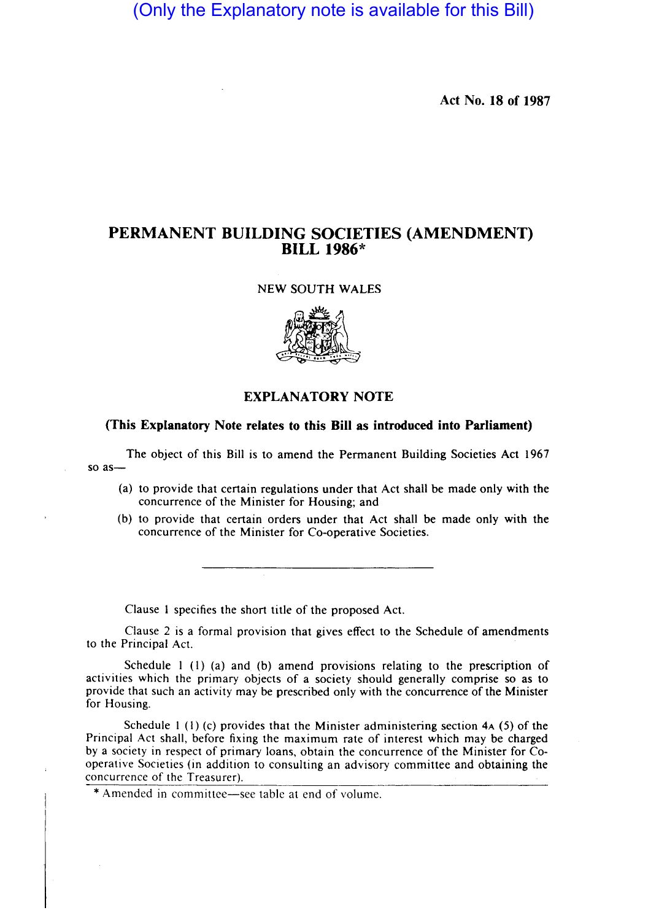(Only the Explanatory note is available for this Bill)

Act No. 18 of 1987

# PERMANENT BUILDING SOCIETIES (AMENDMENT) BILL 1986*

NEW SOUTH WALES

## EXPLANATORY NOTE

**(This Explanatory Note relates to this Bill as introduced into Parliament)**

The object of this Bill is to amend the Permanent Building Societies Act 1967 so as—

(a) to provide that certain regulations under that Act shall be made only with the concurrence of the Minister for Housing; and

(b) to provide that certain orders under that Act shall be made only with the concurrence of the Minister for Co-operative Societies.

---

Clause 1 specifies the short title of the proposed Act.

Clause 2 is a formal provision that gives effect to the Schedule of amendments to the Principal Act.

Schedule 1 (1) (a) and (b) amend provisions relating to the prescription of activities which the primary objects of a society should generally comprise so as to provide that such an activity may be prescribed only with the concurrence of the Minister for Housing.

Schedule 1 (1) (c) provides that the Minister administering section 4A (5) of the Principal Act shall, before fixing the maximum rate of interest which may be charged by a society in respect of primary loans, obtain the concurrence of the Minister for Co-operative Societies (in addition to consulting an advisory committee and obtaining the concurrence of the Treasurer).

* Amended in committee—see table at end of volume.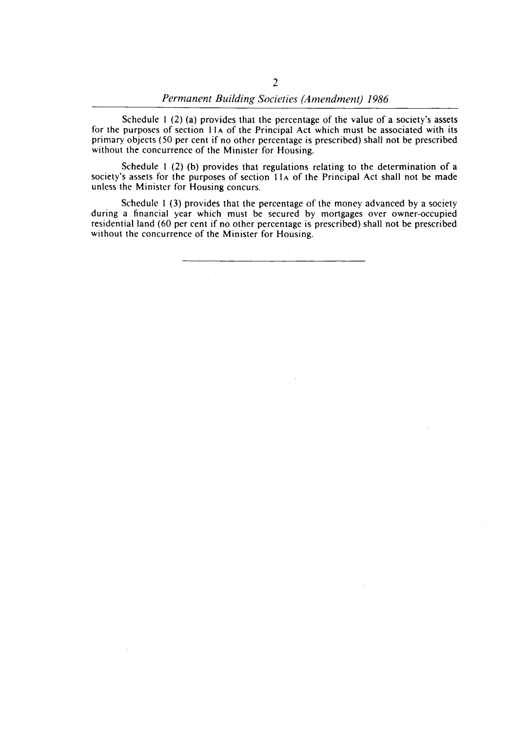Schedule 1 (2) (a) provides that the percentage of the value of a society's assets for the purposes of section 11A of the Principal Act which must be associated with its primary objects (50 per cent if no other percentage is prescribed) shall not be prescribed without the concurrence of the Minister for Housing.

Schedule 1 (2) (b) provides that regulations relating to the determination of a society's assets for the purposes of section 11A of the Principal Act shall not be made unless the Minister for Housing concurs.

Schedule 1 (3) provides that the percentage of the money advanced by a society during a financial year which must be secured by mortgages over owner-occupied residential land (60 per cent if no other percentage is prescribed) shall not be prescribed without the concurrence of the Minister for Housing.